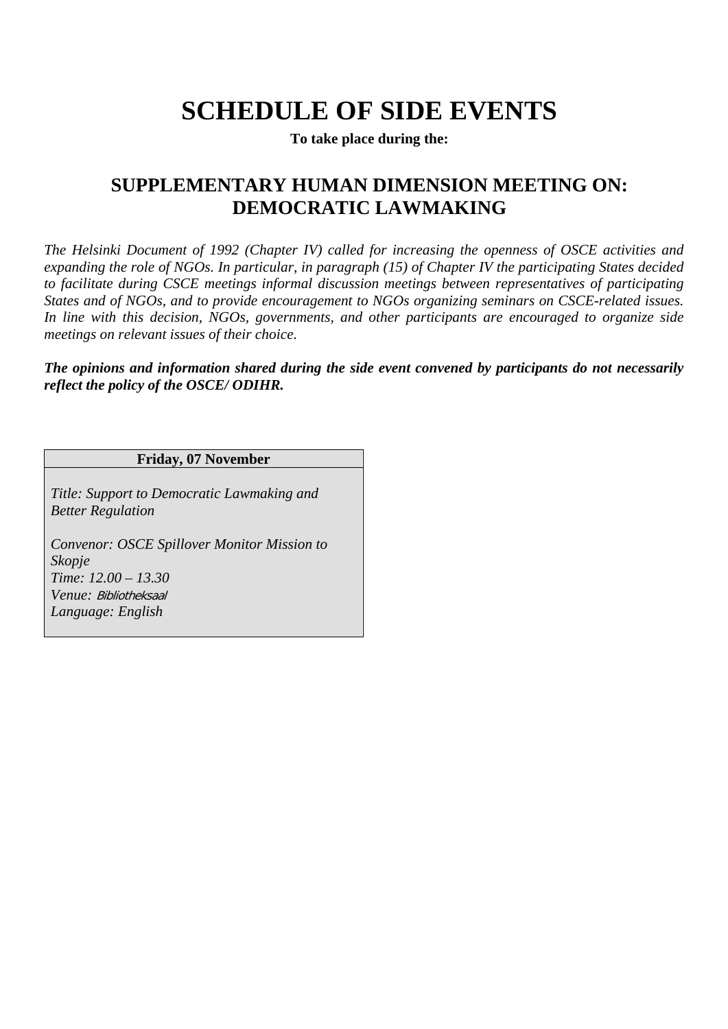# SCHEDULE OF SIDE EVENTS

**To take place during the:**

## SUPPLEMENTARY HUMAN DIMENSION MEETING ON: DEMOCRATIC LAWMAKING

*The Helsinki Document of 1992 (Chapter IV) called for increasing the openness of OSCE activities and expanding the role of NGOs. In particular, in paragraph (15) of Chapter IV the participating States decided to facilitate during CSCE meetings informal discussion meetings between representatives of participating States and of NGOs, and to provide encouragement to NGOs organizing seminars on CSCE-related issues. In line with this decision, NGOs, governments, and other participants are encouraged to organize side meetings on relevant issues of their choice.*

***The opinions and information shared during the side event convened by participants do not necessarily reflect the policy of the OSCE/ ODIHR.***

| **Friday, 07 November** |
| --- |
| *Title: Support to Democratic Lawmaking and Better Regulation*<br><br>*Convenor: OSCE Spillover Monitor Mission to Skopje*<br>*Time: 12.00 – 13.30*<br>*Venue: Bibliotheksaal*<br>*Language: English* |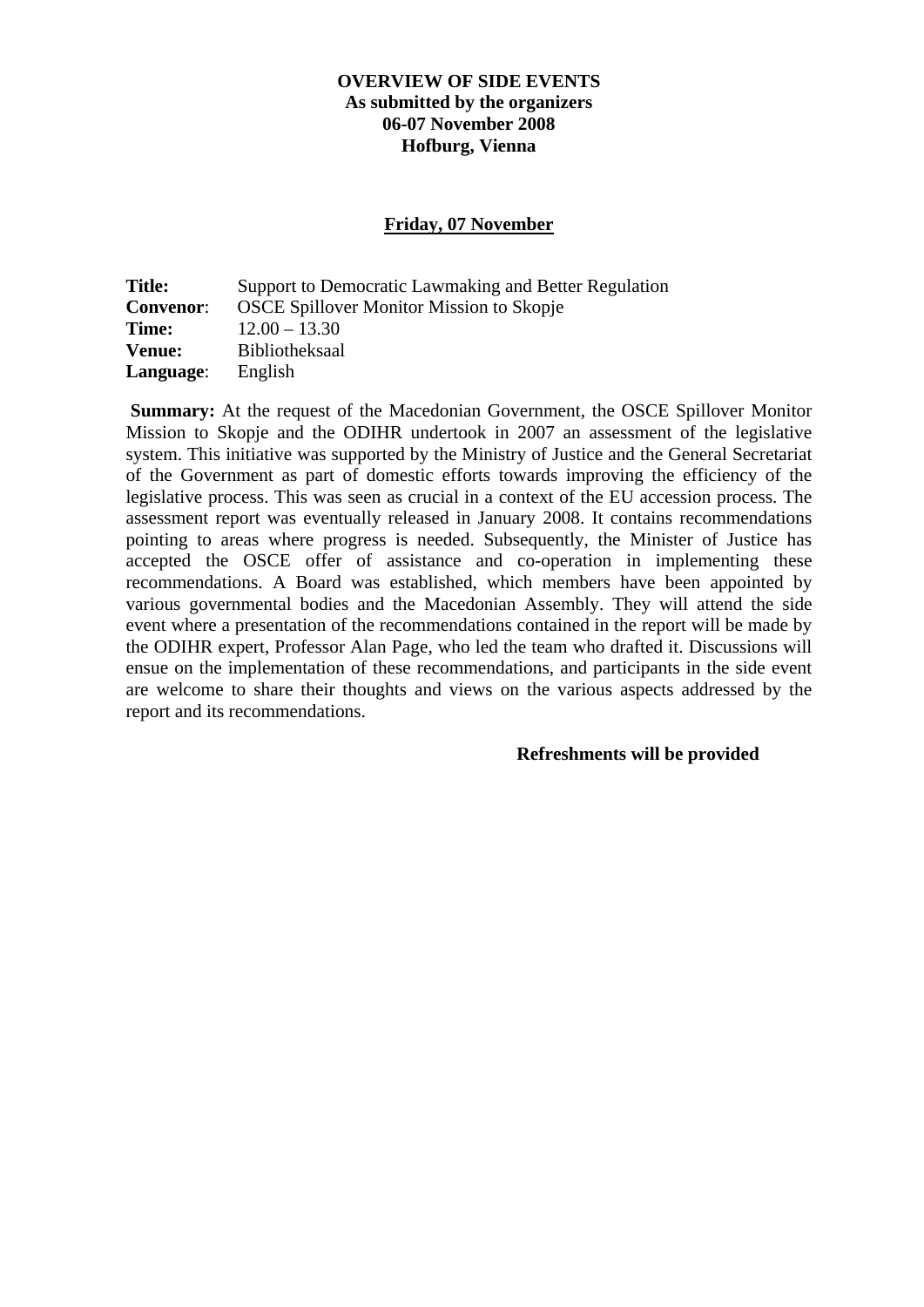**OVERVIEW OF SIDE EVENTS**
**As submitted by the organizers**
**06-07 November 2008**
**Hofburg, Vienna**

## Friday, 07 November

**Title:** Support to Democratic Lawmaking and Better Regulation
**Convenor**: OSCE Spillover Monitor Mission to Skopje
**Time:** 12.00 – 13.30
**Venue:** Bibliotheksaal
**Language**: English

**Summary:** At the request of the Macedonian Government, the OSCE Spillover Monitor Mission to Skopje and the ODIHR undertook in 2007 an assessment of the legislative system. This initiative was supported by the Ministry of Justice and the General Secretariat of the Government as part of domestic efforts towards improving the efficiency of the legislative process. This was seen as crucial in a context of the EU accession process. The assessment report was eventually released in January 2008. It contains recommendations pointing to areas where progress is needed. Subsequently, the Minister of Justice has accepted the OSCE offer of assistance and co-operation in implementing these recommendations. A Board was established, which members have been appointed by various governmental bodies and the Macedonian Assembly. They will attend the side event where a presentation of the recommendations contained in the report will be made by the ODIHR expert, Professor Alan Page, who led the team who drafted it. Discussions will ensue on the implementation of these recommendations, and participants in the side event are welcome to share their thoughts and views on the various aspects addressed by the report and its recommendations.

**Refreshments will be provided**